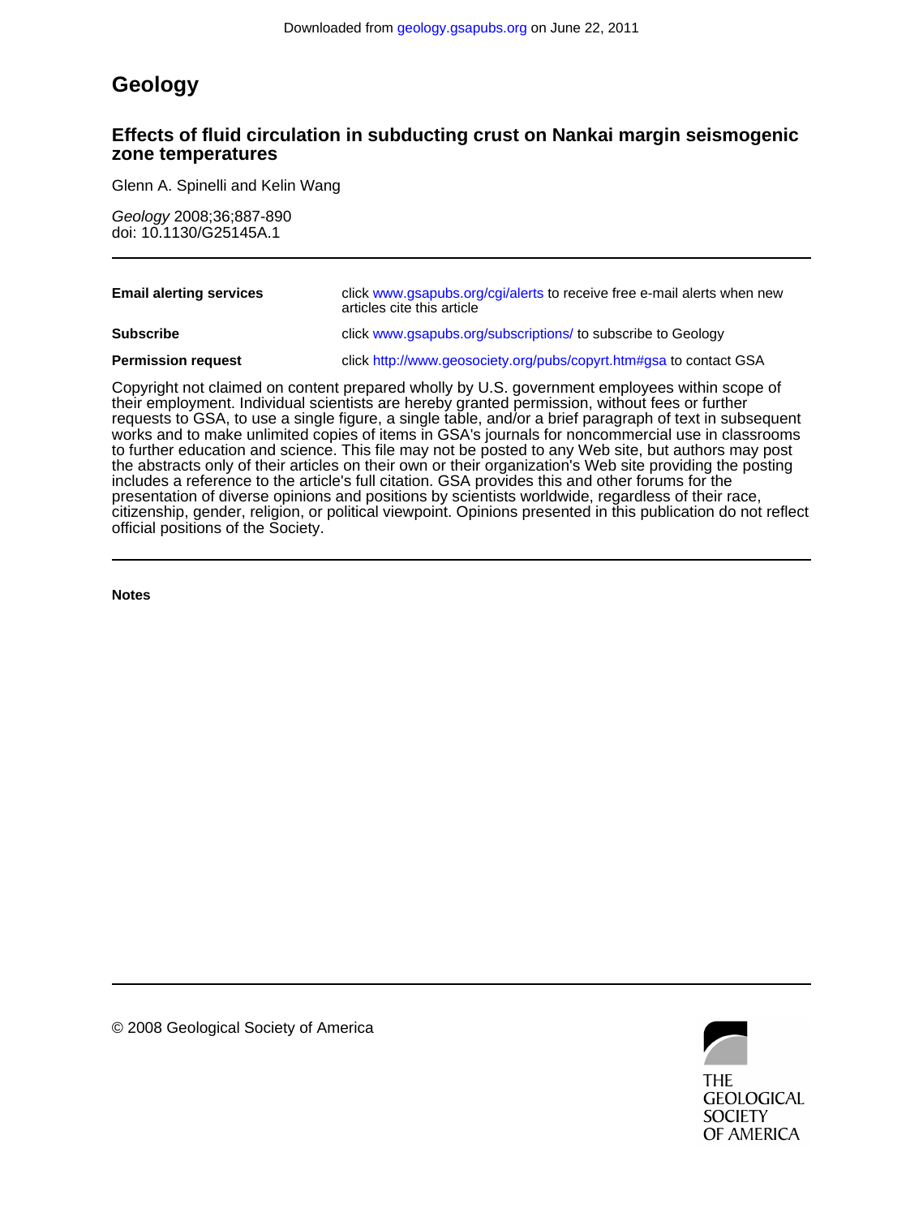Downloaded from geology.gsapubs.org on June 22, 2011

# Geology

## Effects of fluid circulation in subducting crust on Nankai margin seismogenic zone temperatures

Glenn A. Spinelli and Kelin Wang

*Geology* 2008;36;887-890
doi: 10.1130/G25145A.1

| | |
|---|---|
| **Email alerting services** | click www.gsapubs.org/cgi/alerts to receive free e-mail alerts when new articles cite this article |
| **Subscribe** | click www.gsapubs.org/subscriptions/ to subscribe to Geology |
| **Permission request** | click http://www.geosociety.org/pubs/copyrt.htm#gsa to contact GSA |

Copyright not claimed on content prepared wholly by U.S. government employees within scope of their employment. Individual scientists are hereby granted permission, without fees or further requests to GSA, to use a single figure, a single table, and/or a brief paragraph of text in subsequent works and to make unlimited copies of items in GSA's journals for noncommercial use in classrooms to further education and science. This file may not be posted to any Web site, but authors may post the abstracts only of their articles on their own or their organization's Web site providing the posting includes a reference to the article's full citation. GSA provides this and other forums for the presentation of diverse opinions and positions by scientists worldwide, regardless of their race, citizenship, gender, religion, or political viewpoint. Opinions presented in this publication do not reflect official positions of the Society.

**Notes**

© 2008 Geological Society of America

THE GEOLOGICAL SOCIETY OF AMERICA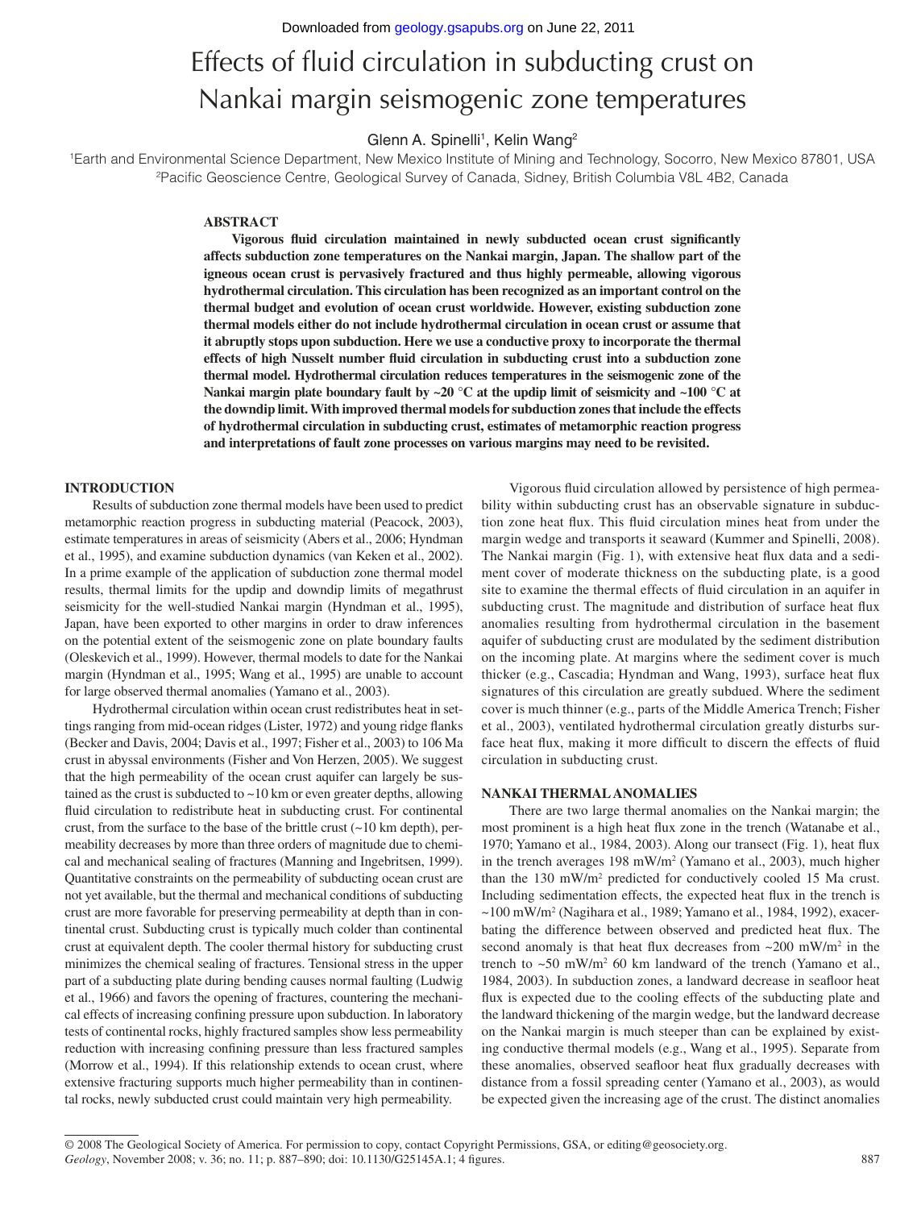# Effects of fluid circulation in subducting crust on Nankai margin seismogenic zone temperatures

Glenn A. Spinelli[1], Kelin Wang[2]

[1]Earth and Environmental Science Department, New Mexico Institute of Mining and Technology, Socorro, New Mexico 87801, USA
[2]Pacific Geoscience Centre, Geological Survey of Canada, Sidney, British Columbia V8L 4B2, Canada

## ABSTRACT

**Vigorous fluid circulation maintained in newly subducted ocean crust significantly affects subduction zone temperatures on the Nankai margin, Japan. The shallow part of the igneous ocean crust is pervasively fractured and thus highly permeable, allowing vigorous hydrothermal circulation. This circulation has been recognized as an important control on the thermal budget and evolution of ocean crust worldwide. However, existing subduction zone thermal models either do not include hydrothermal circulation in ocean crust or assume that it abruptly stops upon subduction. Here we use a conductive proxy to incorporate the thermal effects of high Nusselt number fluid circulation in subducting crust into a subduction zone thermal model. Hydrothermal circulation reduces temperatures in the seismogenic zone of the Nankai margin plate boundary fault by ~20 °C at the updip limit of seismicity and ~100 °C at the downdip limit. With improved thermal models for subduction zones that include the effects of hydrothermal circulation in subducting crust, estimates of metamorphic reaction progress and interpretations of fault zone processes on various margins may need to be revisited.**

## INTRODUCTION

Results of subduction zone thermal models have been used to predict metamorphic reaction progress in subducting material (Peacock, 2003), estimate temperatures in areas of seismicity (Abers et al., 2006; Hyndman et al., 1995), and examine subduction dynamics (van Keken et al., 2002). In a prime example of the application of subduction zone thermal model results, thermal limits for the updip and downdip limits of megathrust seismicity for the well-studied Nankai margin (Hyndman et al., 1995), Japan, have been exported to other margins in order to draw inferences on the potential extent of the seismogenic zone on plate boundary faults (Oleskevich et al., 1999). However, thermal models to date for the Nankai margin (Hyndman et al., 1995; Wang et al., 1995) are unable to account for large observed thermal anomalies (Yamano et al., 2003).

Hydrothermal circulation within ocean crust redistributes heat in settings ranging from mid-ocean ridges (Lister, 1972) and young ridge flanks (Becker and Davis, 2004; Davis et al., 1997; Fisher et al., 2003) to 106 Ma crust in abyssal environments (Fisher and Von Herzen, 2005). We suggest that the high permeability of the ocean crust aquifer can largely be sustained as the crust is subducted to ~10 km or even greater depths, allowing fluid circulation to redistribute heat in subducting crust. For continental crust, from the surface to the base of the brittle crust (~10 km depth), permeability decreases by more than three orders of magnitude due to chemical and mechanical sealing of fractures (Manning and Ingebritsen, 1999). Quantitative constraints on the permeability of subducting ocean crust are not yet available, but the thermal and mechanical conditions of subducting crust are more favorable for preserving permeability at depth than in continental crust. Subducting crust is typically much colder than continental crust at equivalent depth. The cooler thermal history for subducting crust minimizes the chemical sealing of fractures. Tensional stress in the upper part of a subducting plate during bending causes normal faulting (Ludwig et al., 1966) and favors the opening of fractures, countering the mechanical effects of increasing confining pressure upon subduction. In laboratory tests of continental rocks, highly fractured samples show less permeability reduction with increasing confining pressure than less fractured samples (Morrow et al., 1994). If this relationship extends to ocean crust, where extensive fracturing supports much higher permeability than in continental rocks, newly subducted crust could maintain very high permeability.

Vigorous fluid circulation allowed by persistence of high permeability within subducting crust has an observable signature in subduction zone heat flux. This fluid circulation mines heat from under the margin wedge and transports it seaward (Kummer and Spinelli, 2008). The Nankai margin (Fig. 1), with extensive heat flux data and a sediment cover of moderate thickness on the subducting plate, is a good site to examine the thermal effects of fluid circulation in an aquifer in subducting crust. The magnitude and distribution of surface heat flux anomalies resulting from hydrothermal circulation in the basement aquifer of subducting crust are modulated by the sediment distribution on the incoming plate. At margins where the sediment cover is much thicker (e.g., Cascadia; Hyndman and Wang, 1993), surface heat flux signatures of this circulation are greatly subdued. Where the sediment cover is much thinner (e.g., parts of the Middle America Trench; Fisher et al., 2003), ventilated hydrothermal circulation greatly disturbs surface heat flux, making it more difficult to discern the effects of fluid circulation in subducting crust.

## NANKAI THERMAL ANOMALIES

There are two large thermal anomalies on the Nankai margin; the most prominent is a high heat flux zone in the trench (Watanabe et al., 1970; Yamano et al., 1984, 2003). Along our transect (Fig. 1), heat flux in the trench averages 198 mW/m$^2$ (Yamano et al., 2003), much higher than the 130 mW/m$^2$ predicted for conductively cooled 15 Ma crust. Including sedimentation effects, the expected heat flux in the trench is ~100 mW/m$^2$ (Nagihara et al., 1989; Yamano et al., 1984, 1992), exacerbating the difference between observed and predicted heat flux. The second anomaly is that heat flux decreases from ~200 mW/m$^2$ in the trench to ~50 mW/m$^2$ 60 km landward of the trench (Yamano et al., 1984, 2003). In subduction zones, a landward decrease in seafloor heat flux is expected due to the cooling effects of the subducting plate and the landward thickening of the margin wedge, but the landward decrease on the Nankai margin is much steeper than can be explained by existing conductive thermal models (e.g., Wang et al., 1995). Separate from these anomalies, observed seafloor heat flux gradually decreases with distance from a fossil spreading center (Yamano et al., 2003), as would be expected given the increasing age of the crust. The distinct anomalies

© 2008 The Geological Society of America. For permission to copy, contact Copyright Permissions, GSA, or editing@geosociety.org.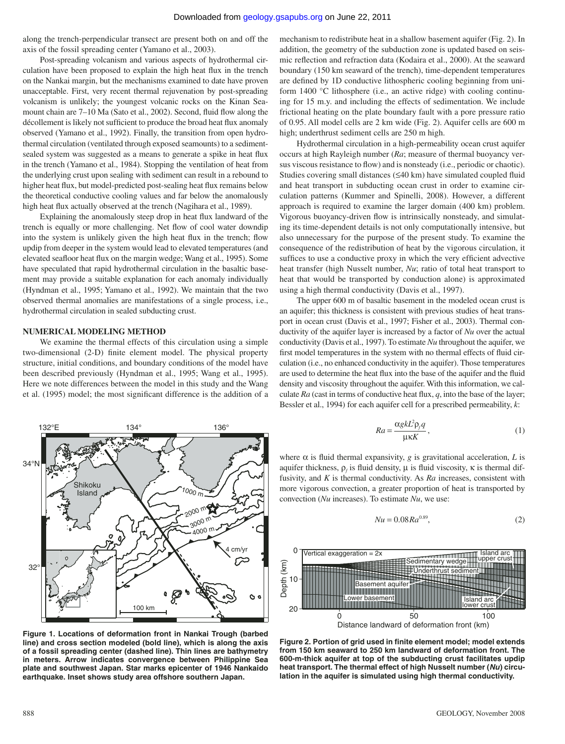along the trench-perpendicular transect are present both on and off the axis of the fossil spreading center (Yamano et al., 2003).

Post-spreading volcanism and various aspects of hydrothermal circulation have been proposed to explain the high heat flux in the trench on the Nankai margin, but the mechanisms examined to date have proven unacceptable. First, very recent thermal rejuvenation by post-spreading volcanism is unlikely; the youngest volcanic rocks on the Kinan Seamount chain are 7–10 Ma (Sato et al., 2002). Second, fluid flow along the décollement is likely not sufficient to produce the broad heat flux anomaly observed (Yamano et al., 1992). Finally, the transition from open hydrothermal circulation (ventilated through exposed seamounts) to a sediment-sealed system was suggested as a means to generate a spike in heat flux in the trench (Yamano et al., 1984). Stopping the ventilation of heat from the underlying crust upon sealing with sediment can result in a rebound to higher heat flux, but model-predicted post-sealing heat flux remains below the theoretical conductive cooling values and far below the anomalously high heat flux actually observed at the trench (Nagihara et al., 1989).

Explaining the anomalously steep drop in heat flux landward of the trench is equally or more challenging. Net flow of cool water downdip into the system is unlikely given the high heat flux in the trench; flow updip from deeper in the system would lead to elevated temperatures (and elevated seafloor heat flux on the margin wedge; Wang et al., 1995). Some have speculated that rapid hydrothermal circulation in the basaltic basement may provide a suitable explanation for each anomaly individually (Hyndman et al., 1995; Yamano et al., 1992). We maintain that the two observed thermal anomalies are manifestations of a single process, i.e., hydrothermal circulation in sealed subducting crust.

## NUMERICAL MODELING METHOD

We examine the thermal effects of this circulation using a simple two-dimensional (2-D) finite element model. The physical property structure, initial conditions, and boundary conditions of the model have been described previously (Hyndman et al., 1995; Wang et al., 1995). Here we note differences between the model in this study and the Wang et al. (1995) model; the most significant difference is the addition of a mechanism to redistribute heat in a shallow basement aquifer (Fig. 2). In addition, the geometry of the subduction zone is updated based on seismic reflection and refraction data (Kodaira et al., 2000). At the seaward boundary (150 km seaward of the trench), time-dependent temperatures are defined by 1D conductive lithospheric cooling beginning from uniform 1400 °C lithosphere (i.e., an active ridge) with cooling continuing for 15 m.y. and including the effects of sedimentation. We include frictional heating on the plate boundary fault with a pore pressure ratio of 0.95. All model cells are 2 km wide (Fig. 2). Aquifer cells are 600 m high; underthrust sediment cells are 250 m high.

Hydrothermal circulation in a high-permeability ocean crust aquifer occurs at high Rayleigh number (*Ra*; measure of thermal buoyancy versus viscous resistance to flow) and is nonsteady (i.e., periodic or chaotic). Studies covering small distances (≤40 km) have simulated coupled fluid and heat transport in subducting ocean crust in order to examine circulation patterns (Kummer and Spinelli, 2008). However, a different approach is required to examine the larger domain (400 km) problem. Vigorous buoyancy-driven flow is intrinsically nonsteady, and simulating its time-dependent details is not only computationally intensive, but also unnecessary for the purpose of the present study. To examine the consequence of the redistribution of heat by the vigorous circulation, it suffices to use a conductive proxy in which the very efficient advective heat transfer (high Nusselt number, *Nu*; ratio of total heat transport to heat that would be transported by conduction alone) is approximated using a high thermal conductivity (Davis et al., 1997).

The upper 600 m of basaltic basement in the modeled ocean crust is an aquifer; this thickness is consistent with previous studies of heat transport in ocean crust (Davis et al., 1997; Fisher et al., 2003). Thermal conductivity of the aquifer layer is increased by a factor of *Nu* over the actual conductivity (Davis et al., 1997). To estimate *Nu* throughout the aquifer, we first model temperatures in the system with no thermal effects of fluid circulation (i.e., no enhanced conductivity in the aquifer). Those temperatures are used to determine the heat flux into the base of the aquifer and the fluid density and viscosity throughout the aquifer. With this information, we calculate *Ra* (cast in terms of conductive heat flux, $q$, into the base of the layer; Bessler et al., 1994) for each aquifer cell for a prescribed permeability, $k$:

$$Ra = \frac{\alpha g k L^2 \rho_f q}{\mu \kappa K}, \tag{1}$$

where $\alpha$ is fluid thermal expansivity, $g$ is gravitational acceleration, $L$ is aquifer thickness, $\rho_f$ is fluid density, $\mu$ is fluid viscosity, $\kappa$ is thermal diffusivity, and $K$ is thermal conductivity. As *Ra* increases, consistent with more vigorous convection, a greater proportion of heat is transported by convection (*Nu* increases). To estimate *Nu*, we use:

$$Nu = 0.08 Ra^{0.89}, \tag{2}$$

**Figure 1. Locations of deformation front in Nankai Trough (barbed line) and cross section modeled (bold line), which is along the axis of a fossil spreading center (dashed line). Thin lines are bathymetry in meters. Arrow indicates convergence between Philippine Sea plate and southwest Japan. Star marks epicenter of 1946 Nankaido earthquake. Inset shows study area offshore southern Japan.**

**Figure 2. Portion of grid used in finite element model; model extends from 150 km seaward to 250 km landward of deformation front. The 600-m-thick aquifer at top of the subducting crust facilitates updip heat transport. The thermal effect of high Nusselt number (*Nu*) circulation in the aquifer is simulated using high thermal conductivity.**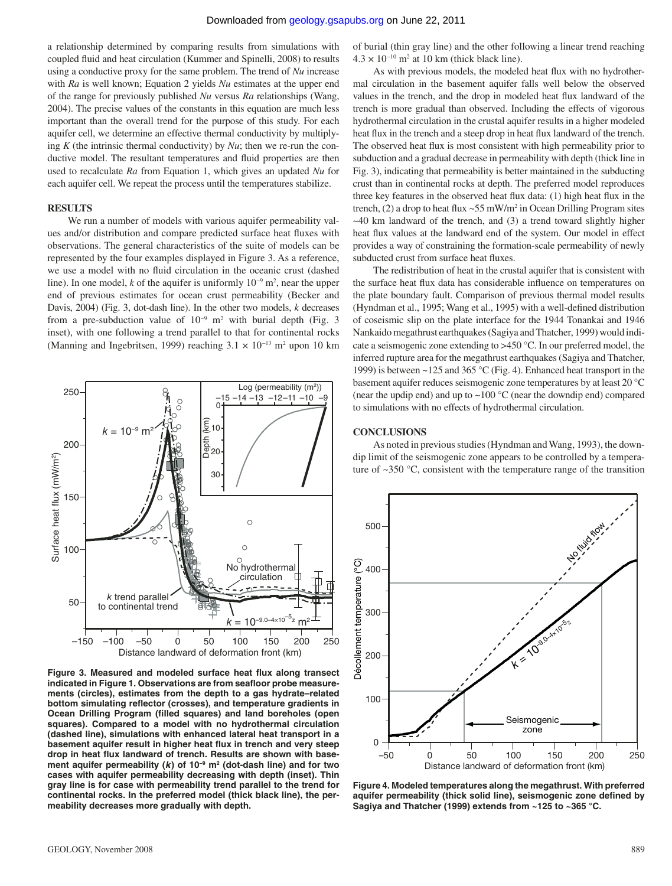a relationship determined by comparing results from simulations with coupled fluid and heat circulation (Kummer and Spinelli, 2008) to results using a conductive proxy for the same problem. The trend of *Nu* increase with *Ra* is well known; Equation 2 yields *Nu* estimates at the upper end of the range for previously published *Nu* versus *Ra* relationships (Wang, 2004). The precise values of the constants in this equation are much less important than the overall trend for the purpose of this study. For each aquifer cell, we determine an effective thermal conductivity by multiplying *K* (the intrinsic thermal conductivity) by *Nu*; then we re-run the conductive model. The resultant temperatures and fluid properties are then used to recalculate *Ra* from Equation 1, which gives an updated *Nu* for each aquifer cell. We repeat the process until the temperatures stabilize.

## RESULTS

We run a number of models with various aquifer permeability values and/or distribution and compare predicted surface heat fluxes with observations. The general characteristics of the suite of models can be represented by the four examples displayed in Figure 3. As a reference, we use a model with no fluid circulation in the oceanic crust (dashed line). In one model, *k* of the aquifer is uniformly $10^{-9}$ m$^2$, near the upper end of previous estimates for ocean crust permeability (Becker and Davis, 2004) (Fig. 3, dot-dash line). In the other two models, *k* decreases from a pre-subduction value of $10^{-9}$ m$^2$ with burial depth (Fig. 3 inset), with one following a trend parallel to that for continental rocks (Manning and Ingebritsen, 1999) reaching $3.1 \times 10^{-13}$ m$^2$ upon 10 km of burial (thin gray line) and the other following a linear trend reaching $4.3 \times 10^{-10}$ m$^2$ at 10 km (thick black line).

As with previous models, the modeled heat flux with no hydrothermal circulation in the basement aquifer falls well below the observed values in the trench, and the drop in modeled heat flux landward of the trench is more gradual than observed. Including the effects of vigorous hydrothermal circulation in the crustal aquifer results in a higher modeled heat flux in the trench and a steep drop in heat flux landward of the trench. The observed heat flux is most consistent with high permeability prior to subduction and a gradual decrease in permeability with depth (thick line in Fig. 3), indicating that permeability is better maintained in the subducting crust than in continental rocks at depth. The preferred model reproduces three key features in the observed heat flux data: (1) high heat flux in the trench, (2) a drop to heat flux ~55 mW/m$^2$ in Ocean Drilling Program sites ~40 km landward of the trench, and (3) a trend toward slightly higher heat flux values at the landward end of the system. Our model in effect provides a way of constraining the formation-scale permeability of newly subducted crust from surface heat fluxes.

The redistribution of heat in the crustal aquifer that is consistent with the surface heat flux data has considerable influence on temperatures on the plate boundary fault. Comparison of previous thermal model results (Hyndman et al., 1995; Wang et al., 1995) with a well-defined distribution of coseismic slip on the plate interface for the 1944 Tonankai and 1946 Nankaido megathrust earthquakes (Sagiya and Thatcher, 1999) would indicate a seismogenic zone extending to >450 °C. In our preferred model, the inferred rupture area for the megathrust earthquakes (Sagiya and Thatcher, 1999) is between ~125 and 365 °C (Fig. 4). Enhanced heat transport in the basement aquifer reduces seismogenic zone temperatures by at least 20 °C (near the updip end) and up to ~100 °C (near the downdip end) compared to simulations with no effects of hydrothermal circulation.

**Figure 3. Measured and modeled surface heat flux along transect indicated in Figure 1. Observations are from seafloor probe measurements (circles), estimates from the depth to a gas hydrate–related bottom simulating reflector (crosses), and temperature gradients in Ocean Drilling Program (filled squares) and land boreholes (open squares). Compared to a model with no hydrothermal circulation (dashed line), simulations with enhanced lateral heat transport in a basement aquifer result in higher heat flux in trench and very steep drop in heat flux landward of trench. Results are shown with basement aquifer permeability (*k*) of $10^{-9}$ m$^2$ (dot-dash line) and for two cases with aquifer permeability decreasing with depth (inset). Thin gray line is for case with permeability trend parallel to the trend for continental rocks. In the preferred model (thick black line), the permeability decreases more gradually with depth.**

## CONCLUSIONS

As noted in previous studies (Hyndman and Wang, 1993), the downdip limit of the seismogenic zone appears to be controlled by a temperature of ~350 °C, consistent with the temperature range of the transition

**Figure 4. Modeled temperatures along the megathrust. With preferred aquifer permeability (thick solid line), seismogenic zone defined by Sagiya and Thatcher (1999) extends from ~125 to ~365 °C.**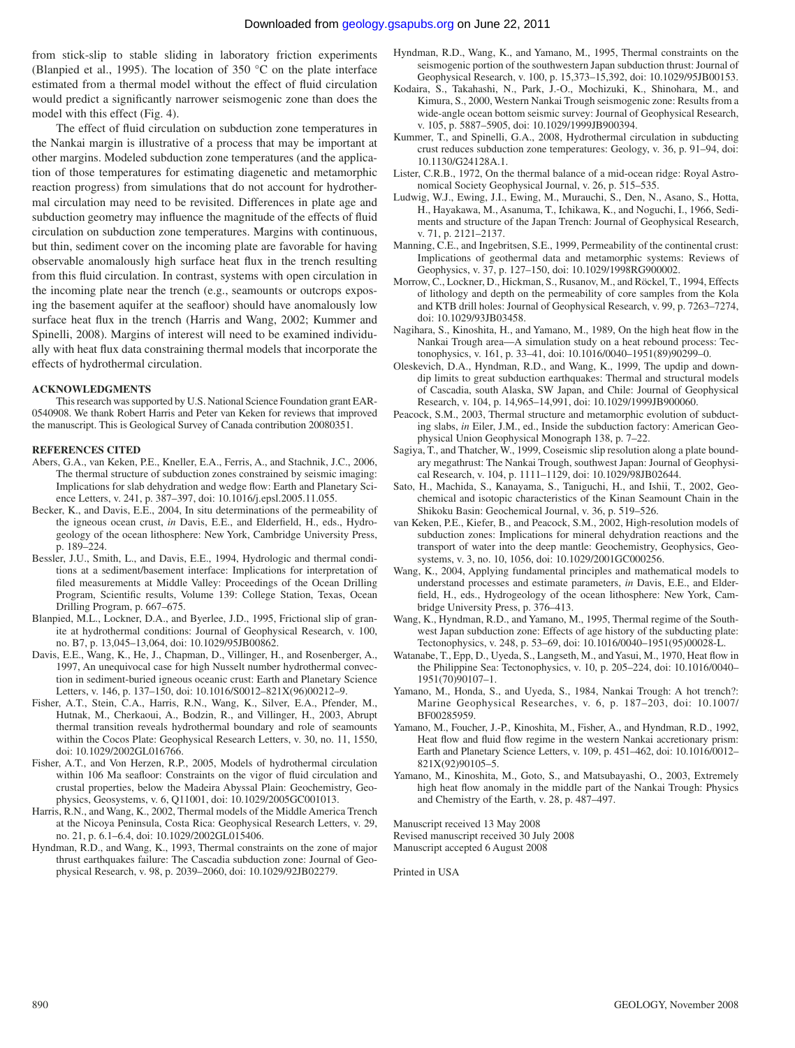from stick-slip to stable sliding in laboratory friction experiments (Blanpied et al., 1995). The location of 350 °C on the plate interface estimated from a thermal model without the effect of fluid circulation would predict a significantly narrower seismogenic zone than does the model with this effect (Fig. 4).

The effect of fluid circulation on subduction zone temperatures in the Nankai margin is illustrative of a process that may be important at other margins. Modeled subduction zone temperatures (and the application of those temperatures for estimating diagenetic and metamorphic reaction progress) from simulations that do not account for hydrothermal circulation may need to be revisited. Differences in plate age and subduction geometry may influence the magnitude of the effects of fluid circulation on subduction zone temperatures. Margins with continuous, but thin, sediment cover on the incoming plate are favorable for having observable anomalously high surface heat flux in the trench resulting from this fluid circulation. In contrast, systems with open circulation in the incoming plate near the trench (e.g., seamounts or outcrops exposing the basement aquifer at the seafloor) should have anomalously low surface heat flux in the trench (Harris and Wang, 2002; Kummer and Spinelli, 2008). Margins of interest will need to be examined individually with heat flux data constraining thermal models that incorporate the effects of hydrothermal circulation.

## ACKNOWLEDGMENTS

This research was supported by U.S. National Science Foundation grant EAR-0540908. We thank Robert Harris and Peter van Keken for reviews that improved the manuscript. This is Geological Survey of Canada contribution 20080351.

## REFERENCES CITED

Abers, G.A., van Keken, P.E., Kneller, E.A., Ferris, A., and Stachnik, J.C., 2006, The thermal structure of subduction zones constrained by seismic imaging: Implications for slab dehydration and wedge flow: Earth and Planetary Science Letters, v. 241, p. 387–397, doi: 10.1016/j.epsl.2005.11.055.

Becker, K., and Davis, E.E., 2004, In situ determinations of the permeability of the igneous ocean crust, *in* Davis, E.E., and Elderfield, H., eds., Hydrogeology of the ocean lithosphere: New York, Cambridge University Press, p. 189–224.

Bessler, J.U., Smith, L., and Davis, E.E., 1994, Hydrologic and thermal conditions at a sediment/basement interface: Implications for interpretation of filed measurements at Middle Valley: Proceedings of the Ocean Drilling Program, Scientific results, Volume 139: College Station, Texas, Ocean Drilling Program, p. 667–675.

Blanpied, M.L., Lockner, D.A., and Byerlee, J.D., 1995, Frictional slip of granite at hydrothermal conditions: Journal of Geophysical Research, v. 100, no. B7, p. 13,045–13,064, doi: 10.1029/95JB00862.

Davis, E.E., Wang, K., He, J., Chapman, D., Villinger, H., and Rosenberger, A., 1997, An unequivocal case for high Nusselt number hydrothermal convection in sediment-buried igneous oceanic crust: Earth and Planetary Science Letters, v. 146, p. 137–150, doi: 10.1016/S0012–821X(96)00212–9.

Fisher, A.T., Stein, C.A., Harris, R.N., Wang, K., Silver, E.A., Pfender, M., Hutnak, M., Cherkaoui, A., Bodzin, R., and Villinger, H., 2003, Abrupt thermal transition reveals hydrothermal boundary and role of seamounts within the Cocos Plate: Geophysical Research Letters, v. 30, no. 11, 1550, doi: 10.1029/2002GL016766.

Fisher, A.T., and Von Herzen, R.P., 2005, Models of hydrothermal circulation within 106 Ma seafloor: Constraints on the vigor of fluid circulation and crustal properties, below the Madeira Abyssal Plain: Geochemistry, Geophysics, Geosystems, v. 6, Q11001, doi: 10.1029/2005GC001013.

Harris, R.N., and Wang, K., 2002, Thermal models of the Middle America Trench at the Nicoya Peninsula, Costa Rica: Geophysical Research Letters, v. 29, no. 21, p. 6.1–6.4, doi: 10.1029/2002GL015406.

Hyndman, R.D., and Wang, K., 1993, Thermal constraints on the zone of major thrust earthquakes failure: The Cascadia subduction zone: Journal of Geophysical Research, v. 98, p. 2039–2060, doi: 10.1029/92JB02279.

Hyndman, R.D., Wang, K., and Yamano, M., 1995, Thermal constraints on the seismogenic portion of the southwestern Japan subduction thrust: Journal of Geophysical Research, v. 100, p. 15,373–15,392, doi: 10.1029/95JB00153.

Kodaira, S., Takahashi, N., Park, J.-O., Mochizuki, K., Shinohara, M., and Kimura, S., 2000, Western Nankai Trough seismogenic zone: Results from a wide-angle ocean bottom seismic survey: Journal of Geophysical Research, v. 105, p. 5887–5905, doi: 10.1029/1999JB900394.

Kummer, T., and Spinelli, G.A., 2008, Hydrothermal circulation in subducting crust reduces subduction zone temperatures: Geology, v. 36, p. 91–94, doi: 10.1130/G24128A.1.

Lister, C.R.B., 1972, On the thermal balance of a mid-ocean ridge: Royal Astronomical Society Geophysical Journal, v. 26, p. 515–535.

Ludwig, W.J., Ewing, J.I., Ewing, M., Murauchi, S., Den, N., Asano, S., Hotta, H., Hayakawa, M., Asanuma, T., Ichikawa, K., and Noguchi, I., 1966, Sediments and structure of the Japan Trench: Journal of Geophysical Research, v. 71, p. 2121–2137.

Manning, C.E., and Ingebritsen, S.E., 1999, Permeability of the continental crust: Implications of geothermal data and metamorphic systems: Reviews of Geophysics, v. 37, p. 127–150, doi: 10.1029/1998RG900002.

Morrow, C., Lockner, D., Hickman, S., Rusanov, M., and Röckel, T., 1994, Effects of lithology and depth on the permeability of core samples from the Kola and KTB drill holes: Journal of Geophysical Research, v. 99, p. 7263–7274, doi: 10.1029/93JB03458.

Nagihara, S., Kinoshita, H., and Yamano, M., 1989, On the high heat flow in the Nankai Trough area—A simulation study on a heat rebound process: Tectonophysics, v. 161, p. 33–41, doi: 10.1016/0040–1951(89)90299–0.

Oleskevich, D.A., Hyndman, R.D., and Wang, K., 1999, The updip and downdip limits to great subduction earthquakes: Thermal and structural models of Cascadia, south Alaska, SW Japan, and Chile: Journal of Geophysical Research, v. 104, p. 14,965–14,991, doi: 10.1029/1999JB900060.

Peacock, S.M., 2003, Thermal structure and metamorphic evolution of subducting slabs, *in* Eiler, J.M., ed., Inside the subduction factory: American Geophysical Union Geophysical Monograph 138, p. 7–22.

Sagiya, T., and Thatcher, W., 1999, Coseismic slip resolution along a plate boundary megathrust: The Nankai Trough, southwest Japan: Journal of Geophysical Research, v. 104, p. 1111–1129, doi: 10.1029/98JB02644.

Sato, H., Machida, S., Kanayama, S., Taniguchi, H., and Ishii, T., 2002, Geochemical and isotopic characteristics of the Kinan Seamount Chain in the Shikoku Basin: Geochemical Journal, v. 36, p. 519–526.

van Keken, P.E., Kiefer, B., and Peacock, S.M., 2002, High-resolution models of subduction zones: Implications for mineral dehydration reactions and the transport of water into the deep mantle: Geochemistry, Geophysics, Geosystems, v. 3, no. 10, 1056, doi: 10.1029/2001GC000256.

Wang, K., 2004, Applying fundamental principles and mathematical models to understand processes and estimate parameters, *in* Davis, E.E., and Elderfield, H., eds., Hydrogeology of the ocean lithosphere: New York, Cambridge University Press, p. 376–413.

Wang, K., Hyndman, R.D., and Yamano, M., 1995, Thermal regime of the Southwest Japan subduction zone: Effects of age history of the subducting plate: Tectonophysics, v. 248, p. 53–69, doi: 10.1016/0040–1951(95)00028-L.

Watanabe, T., Epp, D., Uyeda, S., Langseth, M., and Yasui, M., 1970, Heat flow in the Philippine Sea: Tectonophysics, v. 10, p. 205–224, doi: 10.1016/0040–1951(70)90107–1.

Yamano, M., Honda, S., and Uyeda, S., 1984, Nankai Trough: A hot trench?: Marine Geophysical Researches, v. 6, p. 187–203, doi: 10.1007/BF00285959.

Yamano, M., Foucher, J.-P., Kinoshita, M., Fisher, A., and Hyndman, R.D., 1992, Heat flow and fluid flow regime in the western Nankai accretionary prism: Earth and Planetary Science Letters, v. 109, p. 451–462, doi: 10.1016/0012–821X(92)90105–5.

Yamano, M., Kinoshita, M., Goto, S., and Matsubayashi, O., 2003, Extremely high heat flow anomaly in the middle part of the Nankai Trough: Physics and Chemistry of the Earth, v. 28, p. 487–497.

Manuscript received 13 May 2008
Revised manuscript received 30 July 2008
Manuscript accepted 6 August 2008

Printed in USA